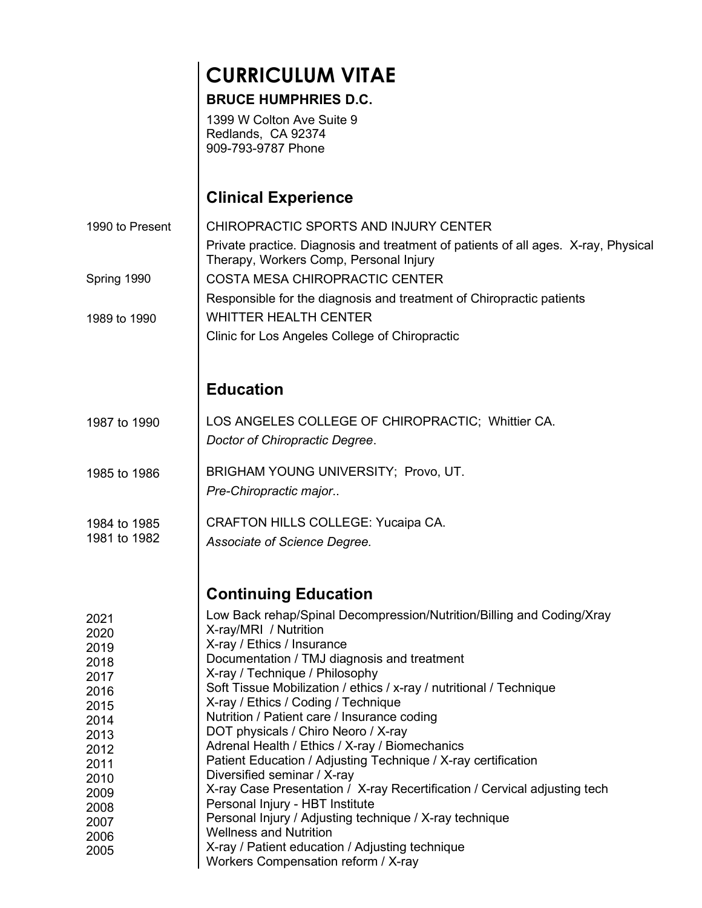# CURRICULUM VITAE

**BRUCE HUMPHRIES D.C.**

1399 W Colton Ave Suite 9
Redlands, CA 92374
909-793-9787 Phone

## Clinical Experience

| | |
|---|---|
| 1990 to Present | CHIROPRACTIC SPORTS AND INJURY CENTER<br>Private practice. Diagnosis and treatment of patients of all ages. X-ray, Physical Therapy, Workers Comp, Personal Injury |
| Spring 1990 | COSTA MESA CHIROPRACTIC CENTER<br>Responsible for the diagnosis and treatment of Chiropractic patients |
| 1989 to 1990 | WHITTER HEALTH CENTER<br>Clinic for Los Angeles College of Chiropractic |

## Education

| | |
|---|---|
| 1987 to 1990 | LOS ANGELES COLLEGE OF CHIROPRACTIC; Whittier CA.<br>*Doctor of Chiropractic Degree*. |
| 1985 to 1986 | BRIGHAM YOUNG UNIVERSITY; Provo, UT.<br>*Pre-Chiropractic major..* |
| 1984 to 1985<br>1981 to 1982 | CRAFTON HILLS COLLEGE: Yucaipa CA.<br>*Associate of Science Degree.* |

## Continuing Education

| | |
|---|---|
| 2021 | Low Back rehap/Spinal Decompression/Nutrition/Billing and Coding/Xray |
| 2020 | X-ray/MRI / Nutrition |
| 2019 | X-ray / Ethics / Insurance |
| 2018 | Documentation / TMJ diagnosis and treatment |
| 2017 | X-ray / Technique / Philosophy |
| 2016 | Soft Tissue Mobilization / ethics / x-ray / nutritional / Technique |
| 2015 | X-ray / Ethics / Coding / Technique |
| 2014 | Nutrition / Patient care / Insurance coding |
| 2013 | DOT physicals / Chiro Neoro / X-ray |
| 2012 | Adrenal Health / Ethics / X-ray / Biomechanics |
| 2011 | Patient Education / Adjusting Technique / X-ray certification |
| 2010 | Diversified seminar / X-ray |
| 2009 | X-ray Case Presentation / X-ray Recertification / Cervical adjusting tech |
| 2008 | Personal Injury - HBT Institute |
| 2007 | Personal Injury / Adjusting technique / X-ray technique |
| 2006 | Wellness and Nutrition |
| 2005 | X-ray / Patient education / Adjusting technique |
| | Workers Compensation reform / X-ray |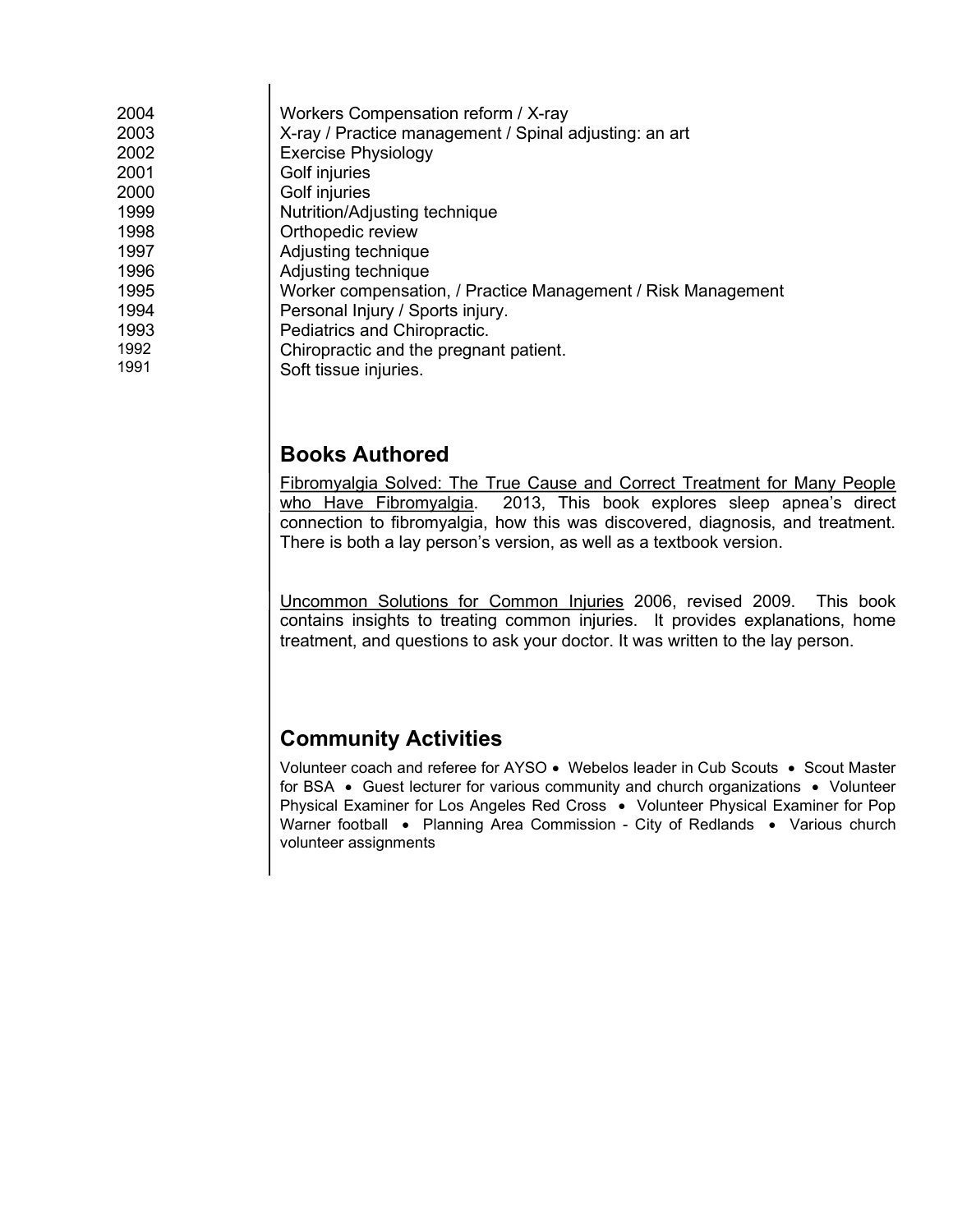| | |
|---|---|
| 2004 | Workers Compensation reform / X-ray |
| 2003 | X-ray / Practice management / Spinal adjusting: an art |
| 2002 | Exercise Physiology |
| 2001 | Golf injuries |
| 2000 | Golf injuries |
| 1999 | Nutrition/Adjusting technique |
| 1998 | Orthopedic review |
| 1997 | Adjusting technique |
| 1996 | Adjusting technique |
| 1995 | Worker compensation, / Practice Management / Risk Management |
| 1994 | Personal Injury / Sports injury. |
| 1993 | Pediatrics and Chiropractic. |
| 1992 | Chiropractic and the pregnant patient. |
| 1991 | Soft tissue injuries. |

## Books Authored

Fibromyalgia Solved: The True Cause and Correct Treatment for Many People who Have Fibromyalgia. 2013, This book explores sleep apnea's direct connection to fibromyalgia, how this was discovered, diagnosis, and treatment. There is both a lay person's version, as well as a textbook version.

Uncommon Solutions for Common Injuries 2006, revised 2009. This book contains insights to treating common injuries. It provides explanations, home treatment, and questions to ask your doctor. It was written to the lay person.

## Community Activities

Volunteer coach and referee for AYSO • Webelos leader in Cub Scouts • Scout Master for BSA • Guest lecturer for various community and church organizations • Volunteer Physical Examiner for Los Angeles Red Cross • Volunteer Physical Examiner for Pop Warner football • Planning Area Commission - City of Redlands • Various church volunteer assignments